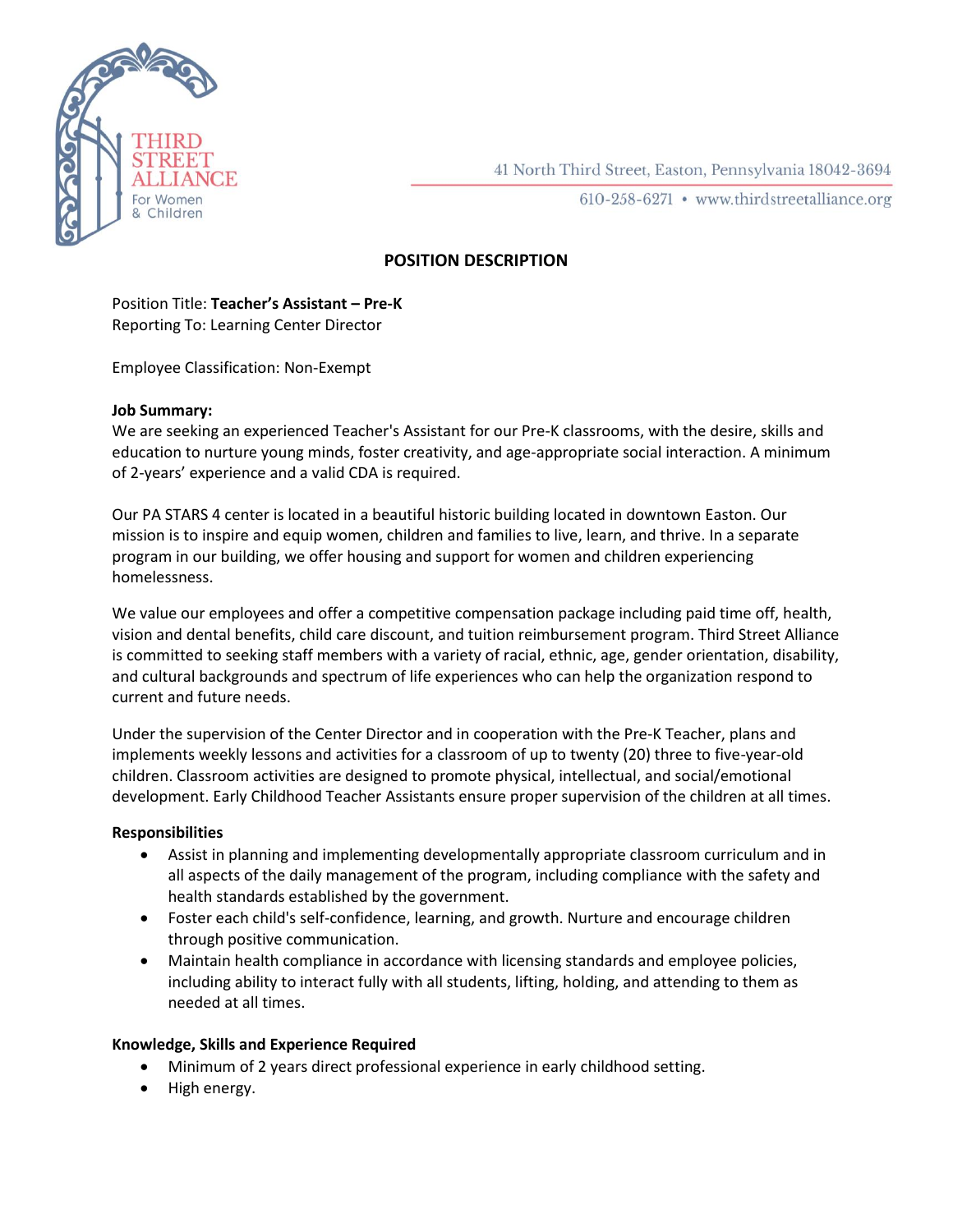THIRD STREET ALLIANCE
For Women & Children

41 North Third Street, Easton, Pennsylvania 18042-3694
610-258-6271 • www.thirdstreetalliance.org

## POSITION DESCRIPTION

Position Title: **Teacher's Assistant – Pre-K**
Reporting To: Learning Center Director

Employee Classification: Non-Exempt

**Job Summary:**
We are seeking an experienced Teacher's Assistant for our Pre-K classrooms, with the desire, skills and education to nurture young minds, foster creativity, and age-appropriate social interaction. A minimum of 2-years' experience and a valid CDA is required.

Our PA STARS 4 center is located in a beautiful historic building located in downtown Easton. Our mission is to inspire and equip women, children and families to live, learn, and thrive. In a separate program in our building, we offer housing and support for women and children experiencing homelessness.

We value our employees and offer a competitive compensation package including paid time off, health, vision and dental benefits, child care discount, and tuition reimbursement program. Third Street Alliance is committed to seeking staff members with a variety of racial, ethnic, age, gender orientation, disability, and cultural backgrounds and spectrum of life experiences who can help the organization respond to current and future needs.

Under the supervision of the Center Director and in cooperation with the Pre-K Teacher, plans and implements weekly lessons and activities for a classroom of up to twenty (20) three to five-year-old children. Classroom activities are designed to promote physical, intellectual, and social/emotional development. Early Childhood Teacher Assistants ensure proper supervision of the children at all times.

**Responsibilities**

- Assist in planning and implementing developmentally appropriate classroom curriculum and in all aspects of the daily management of the program, including compliance with the safety and health standards established by the government.
- Foster each child's self-confidence, learning, and growth. Nurture and encourage children through positive communication.
- Maintain health compliance in accordance with licensing standards and employee policies, including ability to interact fully with all students, lifting, holding, and attending to them as needed at all times.

**Knowledge, Skills and Experience Required**

- Minimum of 2 years direct professional experience in early childhood setting.
- High energy.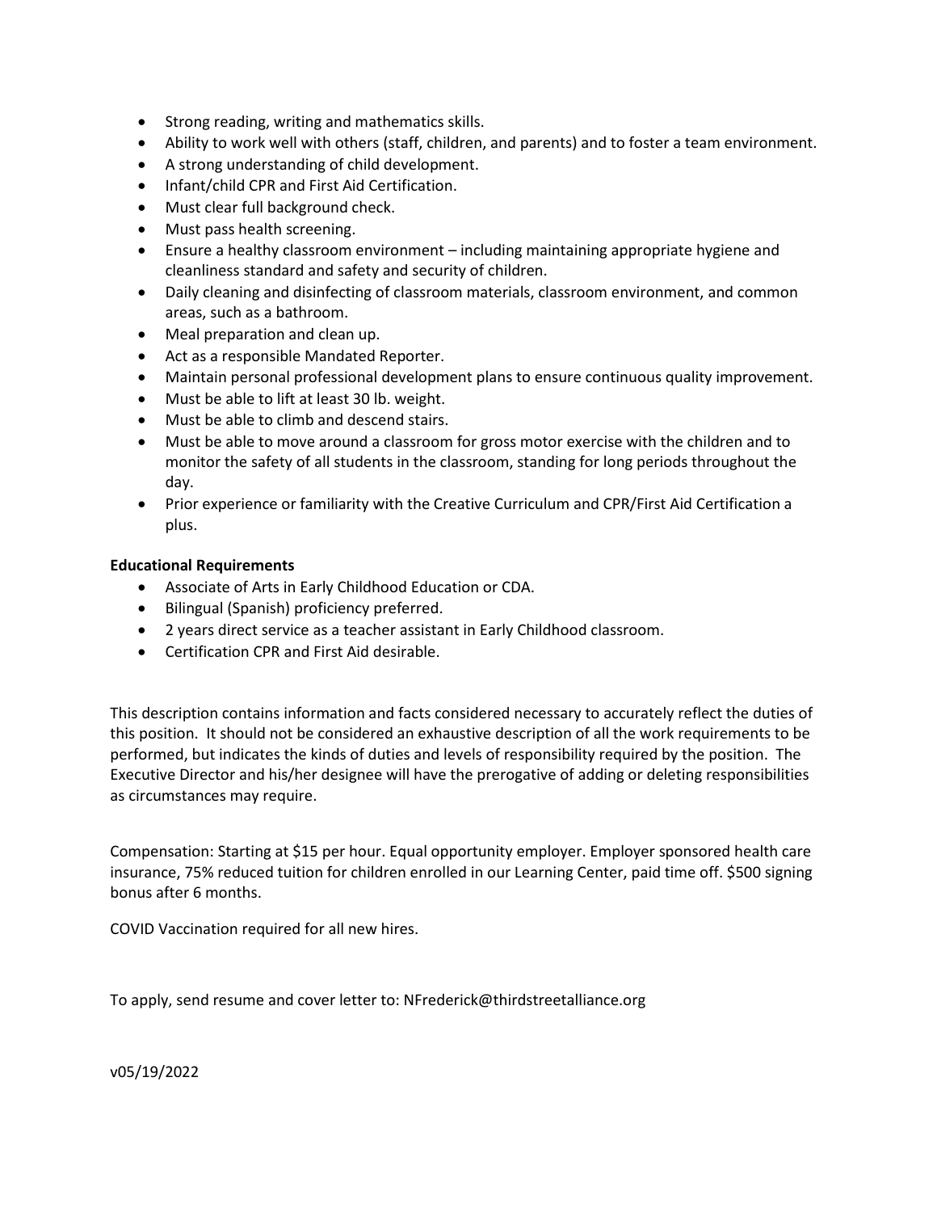- Strong reading, writing and mathematics skills.
- Ability to work well with others (staff, children, and parents) and to foster a team environment.
- A strong understanding of child development.
- Infant/child CPR and First Aid Certification.
- Must clear full background check.
- Must pass health screening.
- Ensure a healthy classroom environment – including maintaining appropriate hygiene and cleanliness standard and safety and security of children.
- Daily cleaning and disinfecting of classroom materials, classroom environment, and common areas, such as a bathroom.
- Meal preparation and clean up.
- Act as a responsible Mandated Reporter.
- Maintain personal professional development plans to ensure continuous quality improvement.
- Must be able to lift at least 30 lb. weight.
- Must be able to climb and descend stairs.
- Must be able to move around a classroom for gross motor exercise with the children and to monitor the safety of all students in the classroom, standing for long periods throughout the day.
- Prior experience or familiarity with the Creative Curriculum and CPR/First Aid Certification a plus.

**Educational Requirements**

- Associate of Arts in Early Childhood Education or CDA.
- Bilingual (Spanish) proficiency preferred.
- 2 years direct service as a teacher assistant in Early Childhood classroom.
- Certification CPR and First Aid desirable.

This description contains information and facts considered necessary to accurately reflect the duties of this position. It should not be considered an exhaustive description of all the work requirements to be performed, but indicates the kinds of duties and levels of responsibility required by the position. The Executive Director and his/her designee will have the prerogative of adding or deleting responsibilities as circumstances may require.

Compensation: Starting at $15 per hour. Equal opportunity employer. Employer sponsored health care insurance, 75% reduced tuition for children enrolled in our Learning Center, paid time off. $500 signing bonus after 6 months.

COVID Vaccination required for all new hires.

To apply, send resume and cover letter to: NFrederick@thirdstreetalliance.org

v05/19/2022